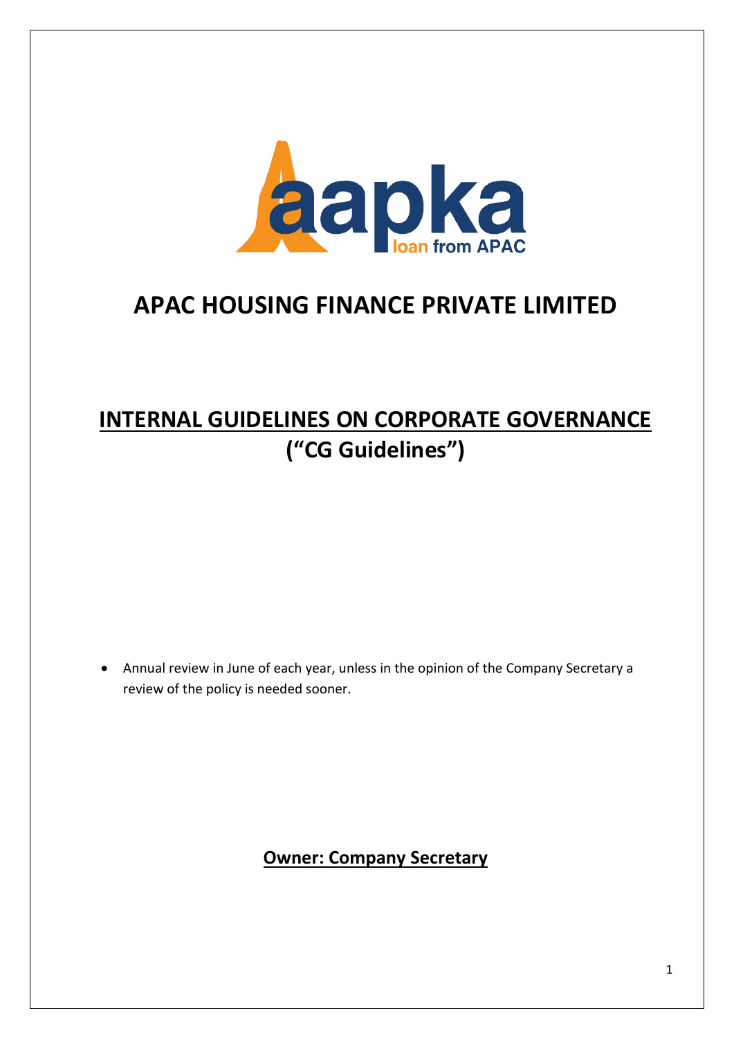# APAC HOUSING FINANCE PRIVATE LIMITED

## INTERNAL GUIDELINES ON CORPORATE GOVERNANCE ("CG Guidelines")

- Annual review in June of each year, unless in the opinion of the Company Secretary a review of the policy is needed sooner.

**Owner: Company Secretary**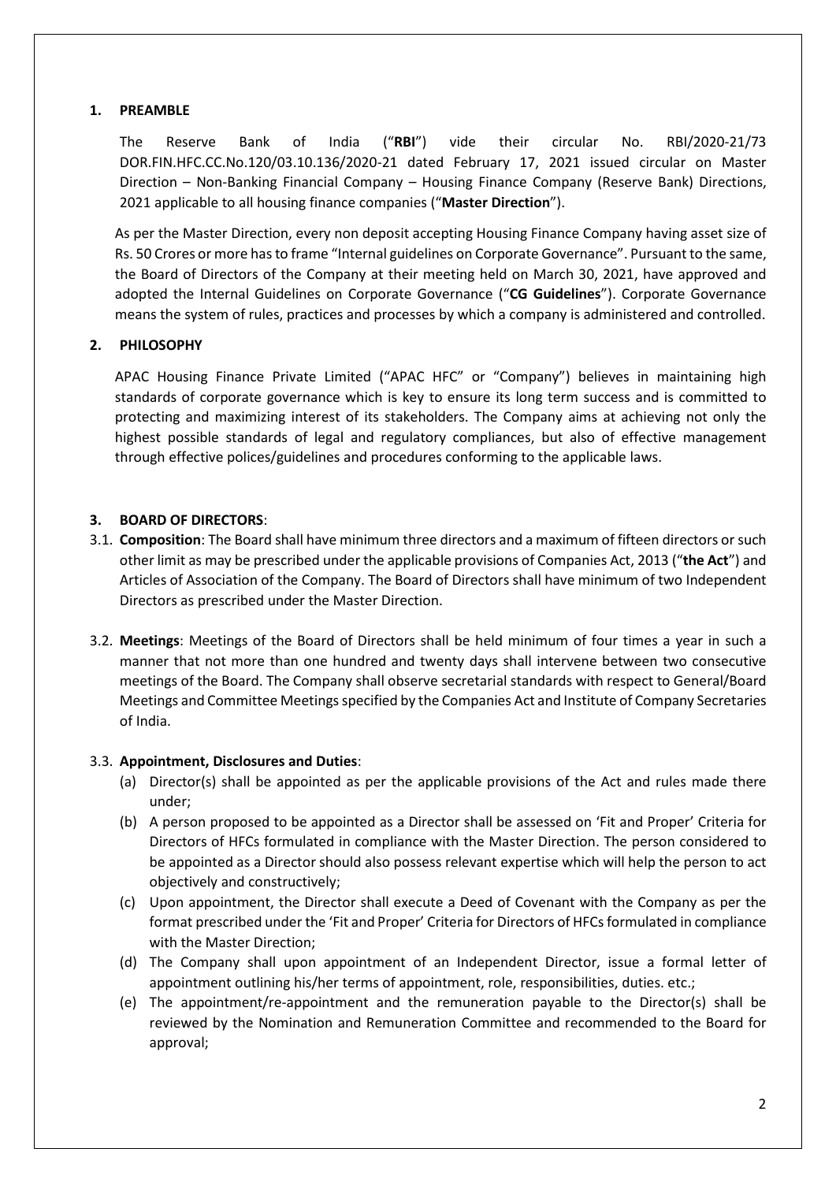## 1. PREAMBLE

The Reserve Bank of India ("**RBI**") vide their circular No. RBI/2020-21/73 DOR.FIN.HFC.CC.No.120/03.10.136/2020-21 dated February 17, 2021 issued circular on Master Direction – Non-Banking Financial Company – Housing Finance Company (Reserve Bank) Directions, 2021 applicable to all housing finance companies ("**Master Direction**").

As per the Master Direction, every non deposit accepting Housing Finance Company having asset size of Rs. 50 Crores or more has to frame "Internal guidelines on Corporate Governance". Pursuant to the same, the Board of Directors of the Company at their meeting held on March 30, 2021, have approved and adopted the Internal Guidelines on Corporate Governance ("**CG Guidelines**"). Corporate Governance means the system of rules, practices and processes by which a company is administered and controlled.

## 2. PHILOSOPHY

APAC Housing Finance Private Limited ("APAC HFC" or "Company") believes in maintaining high standards of corporate governance which is key to ensure its long term success and is committed to protecting and maximizing interest of its stakeholders. The Company aims at achieving not only the highest possible standards of legal and regulatory compliances, but also of effective management through effective polices/guidelines and procedures conforming to the applicable laws.

## 3. BOARD OF DIRECTORS:

3.1. **Composition**: The Board shall have minimum three directors and a maximum of fifteen directors or such other limit as may be prescribed under the applicable provisions of Companies Act, 2013 ("**the Act**") and Articles of Association of the Company. The Board of Directors shall have minimum of two Independent Directors as prescribed under the Master Direction.

3.2. **Meetings**: Meetings of the Board of Directors shall be held minimum of four times a year in such a manner that not more than one hundred and twenty days shall intervene between two consecutive meetings of the Board. The Company shall observe secretarial standards with respect to General/Board Meetings and Committee Meetings specified by the Companies Act and Institute of Company Secretaries of India.

3.3. **Appointment, Disclosures and Duties**:

(a) Director(s) shall be appointed as per the applicable provisions of the Act and rules made there under;

(b) A person proposed to be appointed as a Director shall be assessed on 'Fit and Proper' Criteria for Directors of HFCs formulated in compliance with the Master Direction. The person considered to be appointed as a Director should also possess relevant expertise which will help the person to act objectively and constructively;

(c) Upon appointment, the Director shall execute a Deed of Covenant with the Company as per the format prescribed under the 'Fit and Proper' Criteria for Directors of HFCs formulated in compliance with the Master Direction;

(d) The Company shall upon appointment of an Independent Director, issue a formal letter of appointment outlining his/her terms of appointment, role, responsibilities, duties. etc.;

(e) The appointment/re-appointment and the remuneration payable to the Director(s) shall be reviewed by the Nomination and Remuneration Committee and recommended to the Board for approval;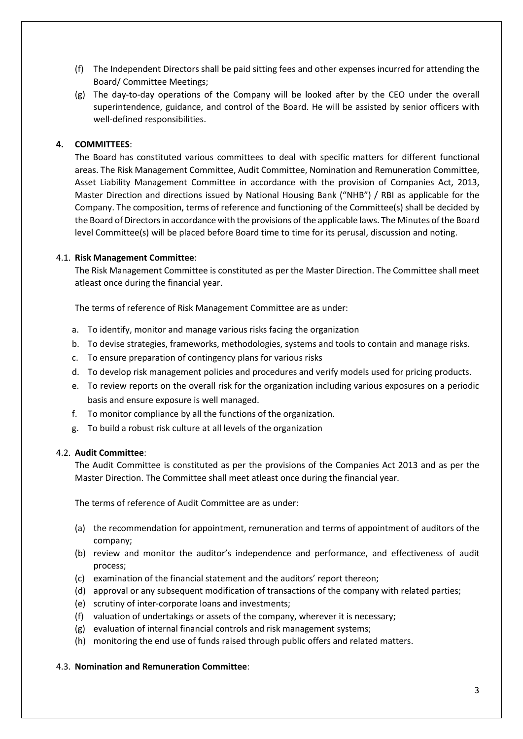(f) The Independent Directors shall be paid sitting fees and other expenses incurred for attending the Board/ Committee Meetings;

(g) The day-to-day operations of the Company will be looked after by the CEO under the overall superintendence, guidance, and control of the Board. He will be assisted by senior officers with well-defined responsibilities.

## 4. COMMITTEES:

The Board has constituted various committees to deal with specific matters for different functional areas. The Risk Management Committee, Audit Committee, Nomination and Remuneration Committee, Asset Liability Management Committee in accordance with the provision of Companies Act, 2013, Master Direction and directions issued by National Housing Bank ("NHB") / RBI as applicable for the Company. The composition, terms of reference and functioning of the Committee(s) shall be decided by the Board of Directors in accordance with the provisions of the applicable laws. The Minutes of the Board level Committee(s) will be placed before Board time to time for its perusal, discussion and noting.

### 4.1. Risk Management Committee:

The Risk Management Committee is constituted as per the Master Direction. The Committee shall meet atleast once during the financial year.

The terms of reference of Risk Management Committee are as under:

a. To identify, monitor and manage various risks facing the organization
b. To devise strategies, frameworks, methodologies, systems and tools to contain and manage risks.
c. To ensure preparation of contingency plans for various risks
d. To develop risk management policies and procedures and verify models used for pricing products.
e. To review reports on the overall risk for the organization including various exposures on a periodic basis and ensure exposure is well managed.
f. To monitor compliance by all the functions of the organization.
g. To build a robust risk culture at all levels of the organization

### 4.2. Audit Committee:

The Audit Committee is constituted as per the provisions of the Companies Act 2013 and as per the Master Direction. The Committee shall meet atleast once during the financial year.

The terms of reference of Audit Committee are as under:

(a) the recommendation for appointment, remuneration and terms of appointment of auditors of the company;
(b) review and monitor the auditor's independence and performance, and effectiveness of audit process;
(c) examination of the financial statement and the auditors' report thereon;
(d) approval or any subsequent modification of transactions of the company with related parties;
(e) scrutiny of inter-corporate loans and investments;
(f) valuation of undertakings or assets of the company, wherever it is necessary;
(g) evaluation of internal financial controls and risk management systems;
(h) monitoring the end use of funds raised through public offers and related matters.

### 4.3. Nomination and Remuneration Committee: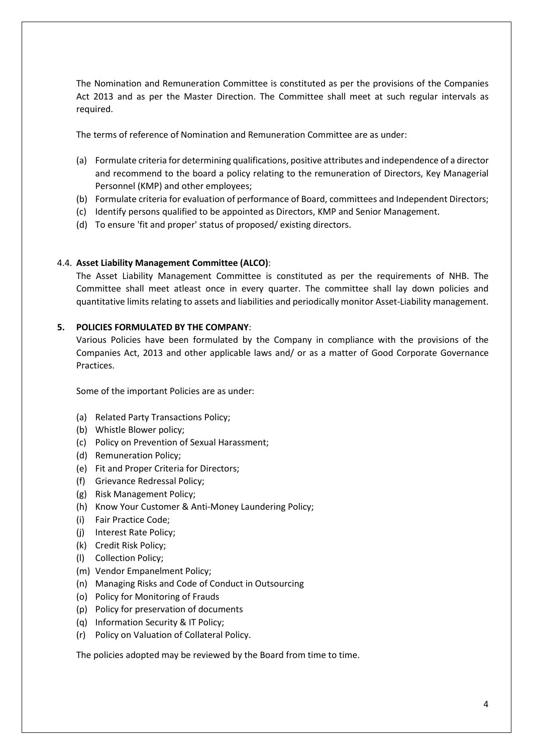The Nomination and Remuneration Committee is constituted as per the provisions of the Companies Act 2013 and as per the Master Direction. The Committee shall meet at such regular intervals as required.

The terms of reference of Nomination and Remuneration Committee are as under:

(a) Formulate criteria for determining qualifications, positive attributes and independence of a director and recommend to the board a policy relating to the remuneration of Directors, Key Managerial Personnel (KMP) and other employees;
(b) Formulate criteria for evaluation of performance of Board, committees and Independent Directors;
(c) Identify persons qualified to be appointed as Directors, KMP and Senior Management.
(d) To ensure 'fit and proper' status of proposed/ existing directors.

4.4. **Asset Liability Management Committee (ALCO)**:

The Asset Liability Management Committee is constituted as per the requirements of NHB. The Committee shall meet atleast once in every quarter. The committee shall lay down policies and quantitative limits relating to assets and liabilities and periodically monitor Asset-Liability management.

**5. POLICIES FORMULATED BY THE COMPANY**:

Various Policies have been formulated by the Company in compliance with the provisions of the Companies Act, 2013 and other applicable laws and/ or as a matter of Good Corporate Governance Practices.

Some of the important Policies are as under:

(a) Related Party Transactions Policy;
(b) Whistle Blower policy;
(c) Policy on Prevention of Sexual Harassment;
(d) Remuneration Policy;
(e) Fit and Proper Criteria for Directors;
(f) Grievance Redressal Policy;
(g) Risk Management Policy;
(h) Know Your Customer & Anti-Money Laundering Policy;
(i) Fair Practice Code;
(j) Interest Rate Policy;
(k) Credit Risk Policy;
(l) Collection Policy;
(m) Vendor Empanelment Policy;
(n) Managing Risks and Code of Conduct in Outsourcing
(o) Policy for Monitoring of Frauds
(p) Policy for preservation of documents
(q) Information Security & IT Policy;
(r) Policy on Valuation of Collateral Policy.

The policies adopted may be reviewed by the Board from time to time.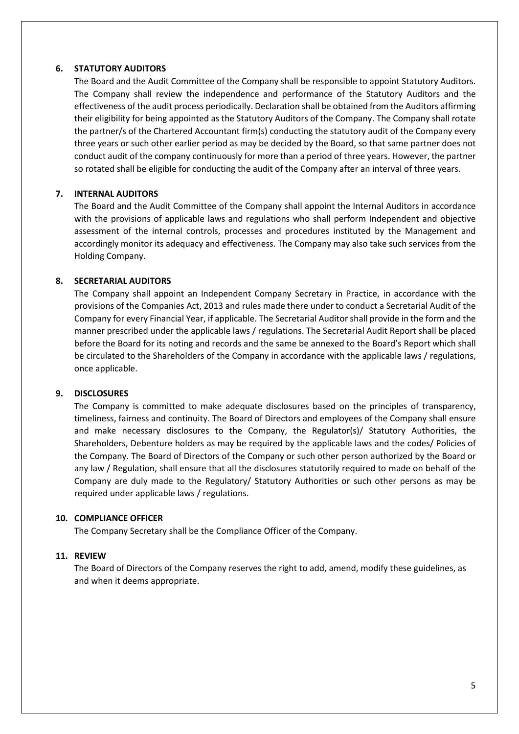## 6. STATUTORY AUDITORS

The Board and the Audit Committee of the Company shall be responsible to appoint Statutory Auditors. The Company shall review the independence and performance of the Statutory Auditors and the effectiveness of the audit process periodically. Declaration shall be obtained from the Auditors affirming their eligibility for being appointed as the Statutory Auditors of the Company. The Company shall rotate the partner/s of the Chartered Accountant firm(s) conducting the statutory audit of the Company every three years or such other earlier period as may be decided by the Board, so that same partner does not conduct audit of the company continuously for more than a period of three years. However, the partner so rotated shall be eligible for conducting the audit of the Company after an interval of three years.

## 7. INTERNAL AUDITORS

The Board and the Audit Committee of the Company shall appoint the Internal Auditors in accordance with the provisions of applicable laws and regulations who shall perform Independent and objective assessment of the internal controls, processes and procedures instituted by the Management and accordingly monitor its adequacy and effectiveness. The Company may also take such services from the Holding Company.

## 8. SECRETARIAL AUDITORS

The Company shall appoint an Independent Company Secretary in Practice, in accordance with the provisions of the Companies Act, 2013 and rules made there under to conduct a Secretarial Audit of the Company for every Financial Year, if applicable. The Secretarial Auditor shall provide in the form and the manner prescribed under the applicable laws / regulations. The Secretarial Audit Report shall be placed before the Board for its noting and records and the same be annexed to the Board's Report which shall be circulated to the Shareholders of the Company in accordance with the applicable laws / regulations, once applicable.

## 9. DISCLOSURES

The Company is committed to make adequate disclosures based on the principles of transparency, timeliness, fairness and continuity. The Board of Directors and employees of the Company shall ensure and make necessary disclosures to the Company, the Regulator(s)/ Statutory Authorities, the Shareholders, Debenture holders as may be required by the applicable laws and the codes/ Policies of the Company. The Board of Directors of the Company or such other person authorized by the Board or any law / Regulation, shall ensure that all the disclosures statutorily required to made on behalf of the Company are duly made to the Regulatory/ Statutory Authorities or such other persons as may be required under applicable laws / regulations.

## 10. COMPLIANCE OFFICER

The Company Secretary shall be the Compliance Officer of the Company.

## 11. REVIEW

The Board of Directors of the Company reserves the right to add, amend, modify these guidelines, as and when it deems appropriate.